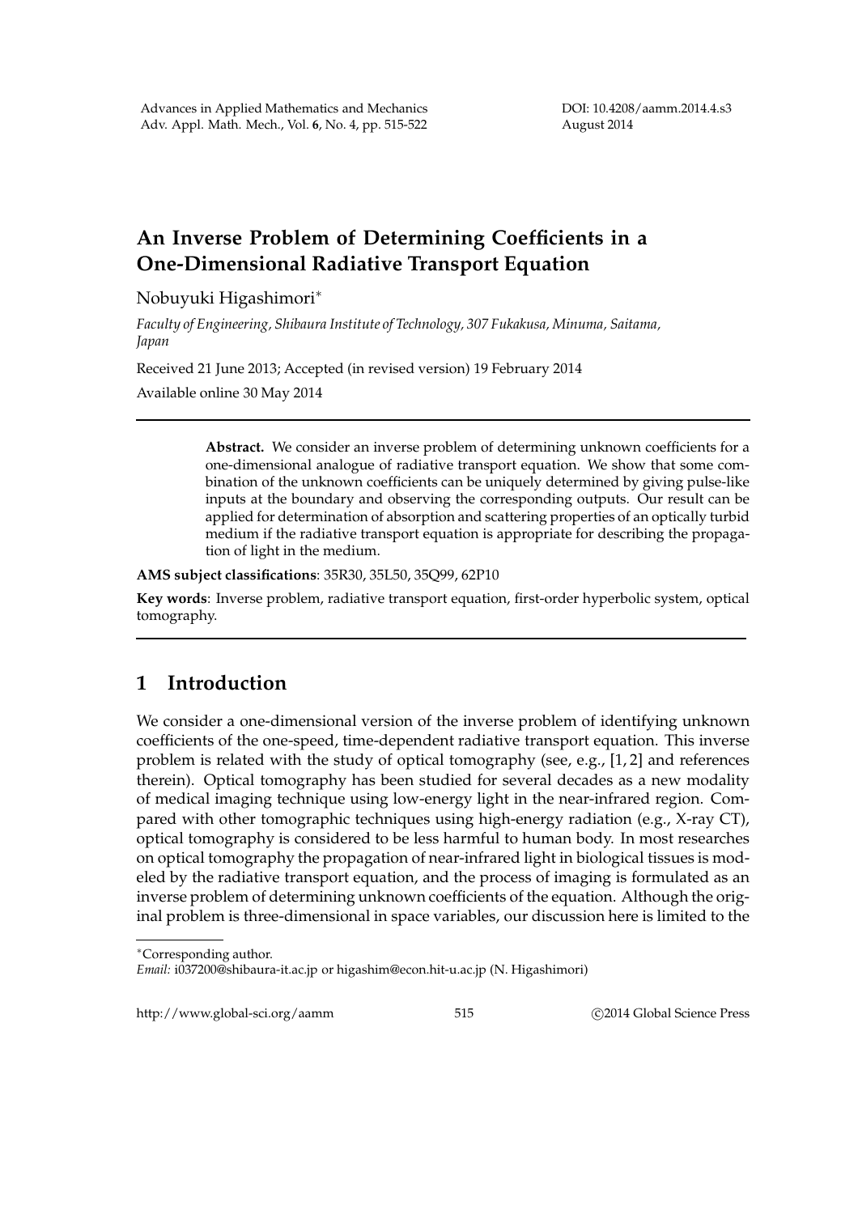# An Inverse Problem of Determining Coefficients in a One-Dimensional Radiative Transport Equation

Nobuyuki Higashimori*

*Faculty of Engineering, Shibaura Institute of Technology, 307 Fukakusa, Minuma, Saitama, Japan*

Received 21 June 2013; Accepted (in revised version) 19 February 2014

Available online 30 May 2014

---

> **Abstract.** We consider an inverse problem of determining unknown coefficients for a one-dimensional analogue of radiative transport equation. We show that some combination of the unknown coefficients can be uniquely determined by giving pulse-like inputs at the boundary and observing the corresponding outputs. Our result can be applied for determination of absorption and scattering properties of an optically turbid medium if the radiative transport equation is appropriate for describing the propagation of light in the medium.

**AMS subject classifications**: 35R30, 35L50, 35Q99, 62P10

**Key words**: Inverse problem, radiative transport equation, first-order hyperbolic system, optical tomography.

---

## 1 Introduction

We consider a one-dimensional version of the inverse problem of identifying unknown coefficients of the one-speed, time-dependent radiative transport equation. This inverse problem is related with the study of optical tomography (see, e.g., [1, 2] and references therein). Optical tomography has been studied for several decades as a new modality of medical imaging technique using low-energy light in the near-infrared region. Compared with other tomographic techniques using high-energy radiation (e.g., X-ray CT), optical tomography is considered to be less harmful to human body. In most researches on optical tomography the propagation of near-infrared light in biological tissues is modeled by the radiative transport equation, and the process of imaging is formulated as an inverse problem of determining unknown coefficients of the equation. Although the original problem is three-dimensional in space variables, our discussion here is limited to the

---

*Corresponding author.
*Email:* i037200@shibaura-it.ac.jp or higashim@econ.hit-u.ac.jp (N. Higashimori)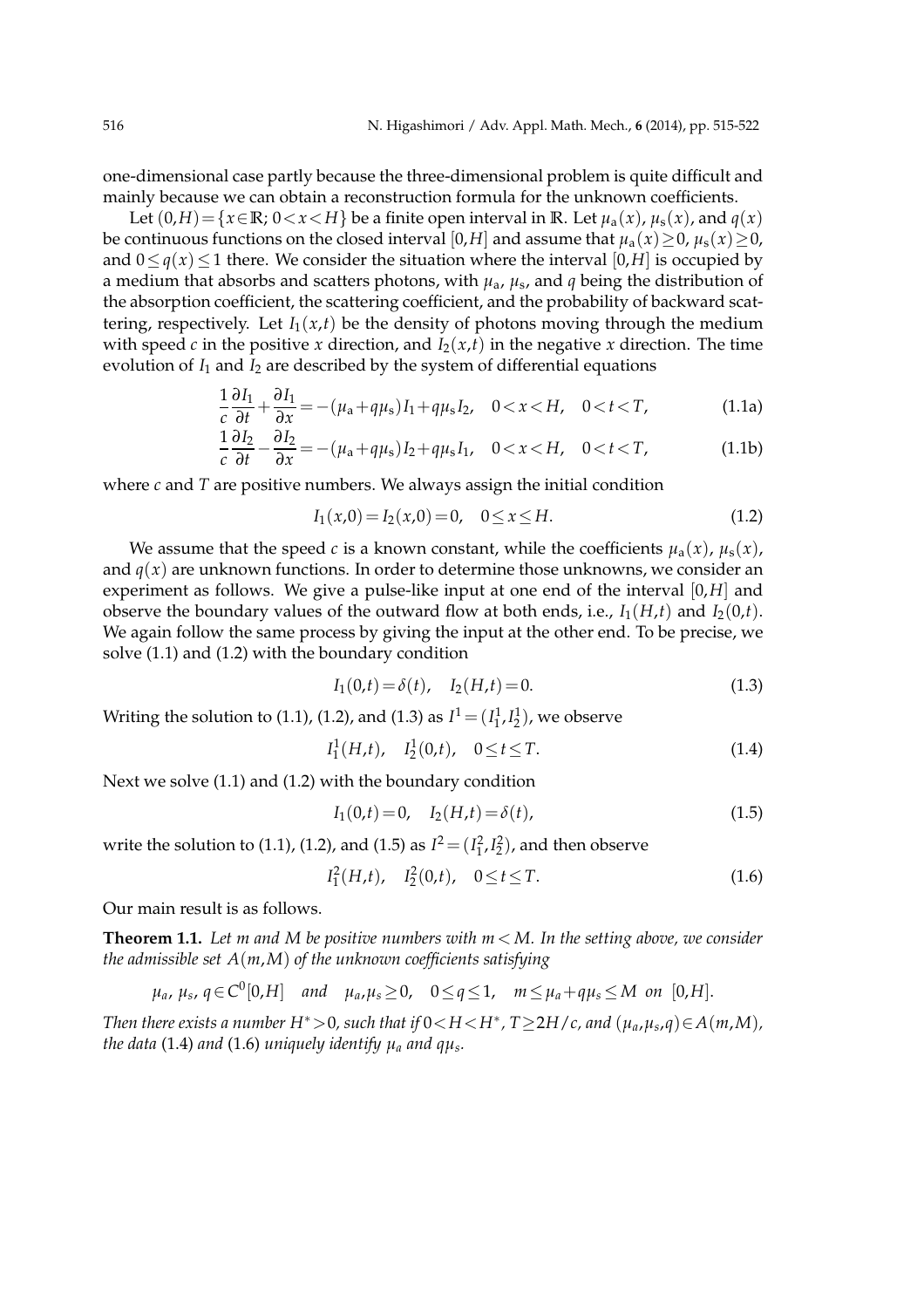one-dimensional case partly because the three-dimensional problem is quite difficult and mainly because we can obtain a reconstruction formula for the unknown coefficients.

Let $(0,H)=\{x\in\mathbb{R};\, 0<x<H\}$ be a finite open interval in $\mathbb{R}$. Let $\mu_{\rm a}(x)$, $\mu_{\rm s}(x)$, and $q(x)$ be continuous functions on the closed interval $[0,H]$ and assume that $\mu_{\rm a}(x)\geq 0$, $\mu_{\rm s}(x)\geq 0$, and $0\leq q(x)\leq 1$ there. We consider the situation where the interval $[0,H]$ is occupied by a medium that absorbs and scatters photons, with $\mu_{\rm a}$, $\mu_{\rm s}$, and $q$ being the distribution of the absorption coefficient, the scattering coefficient, and the probability of backward scattering, respectively. Let $I_1(x,t)$ be the density of photons moving through the medium with speed $c$ in the positive $x$ direction, and $I_2(x,t)$ in the negative $x$ direction. The time evolution of $I_1$ and $I_2$ are described by the system of differential equations

$$\frac{1}{c}\frac{\partial I_1}{\partial t}+\frac{\partial I_1}{\partial x}=-(\mu_{\rm a}+q\mu_{\rm s})I_1+q\mu_{\rm s}I_2,\quad 0<x<H,\quad 0<t<T, \tag{1.1a}$$

$$\frac{1}{c}\frac{\partial I_2}{\partial t}-\frac{\partial I_2}{\partial x}=-(\mu_{\rm a}+q\mu_{\rm s})I_2+q\mu_{\rm s}I_1,\quad 0<x<H,\quad 0<t<T, \tag{1.1b}$$

where $c$ and $T$ are positive numbers. We always assign the initial condition

$$I_1(x,0)=I_2(x,0)=0,\quad 0\leq x\leq H. \tag{1.2}$$

We assume that the speed $c$ is a known constant, while the coefficients $\mu_{\rm a}(x)$, $\mu_{\rm s}(x)$, and $q(x)$ are unknown functions. In order to determine those unknowns, we consider an experiment as follows. We give a pulse-like input at one end of the interval $[0,H]$ and observe the boundary values of the outward flow at both ends, i.e., $I_1(H,t)$ and $I_2(0,t)$. We again follow the same process by giving the input at the other end. To be precise, we solve (1.1) and (1.2) with the boundary condition

$$I_1(0,t)=\delta(t),\quad I_2(H,t)=0. \tag{1.3}$$

Writing the solution to (1.1), (1.2), and (1.3) as $I^1=(I_1^1,I_2^1)$, we observe

$$I_1^1(H,t),\quad I_2^1(0,t),\quad 0\leq t\leq T. \tag{1.4}$$

Next we solve (1.1) and (1.2) with the boundary condition

$$I_1(0,t)=0,\quad I_2(H,t)=\delta(t), \tag{1.5}$$

write the solution to (1.1), (1.2), and (1.5) as $I^2=(I_1^2,I_2^2)$, and then observe

$$I_1^2(H,t),\quad I_2^2(0,t),\quad 0\leq t\leq T. \tag{1.6}$$

Our main result is as follows.

**Theorem 1.1.** *Let $m$ and $M$ be positive numbers with $m<M$. In the setting above, we consider the admissible set $A(m,M)$ of the unknown coefficients satisfying*

$$\mu_a,\ \mu_s,\ q\in C^0[0,H]\quad \text{and}\quad \mu_a,\mu_s\geq 0,\quad 0\leq q\leq 1,\quad m\leq \mu_a+q\mu_s\leq M\ \text{ on } [0,H].$$

*Then there exists a number $H^*>0$, such that if $0<H<H^*$, $T\geq 2H/c$, and $(\mu_a,\mu_s,q)\in A(m,M)$, the data* (1.4) *and* (1.6) *uniquely identify $\mu_a$ and $q\mu_s$.*